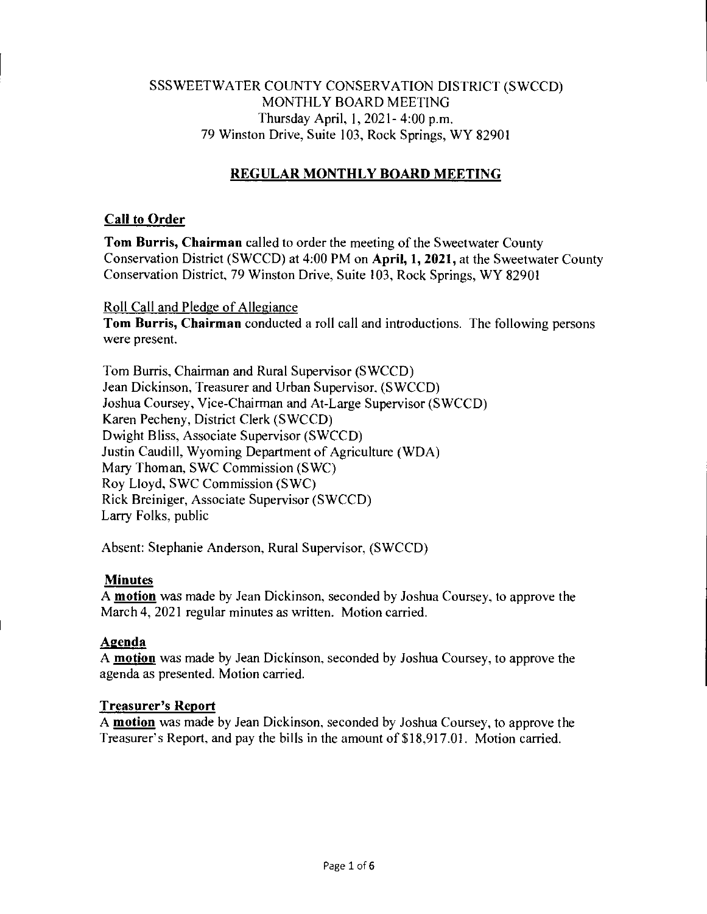SSSWEETWATER COUNTY CONSERVATION DISTRICT (SWCCD)
MONTHLY BOARD MEETING
Thursday April, 1, 2021- 4:00 p.m.
79 Winston Drive, Suite 103, Rock Springs, WY 82901

# REGULAR MONTHLY BOARD MEETING

## Call to Order

**Tom Burris, Chairman** called to order the meeting of the Sweetwater County Conservation District (SWCCD) at 4:00 PM on **April, 1, 2021,** at the Sweetwater County Conservation District, 79 Winston Drive, Suite 103, Rock Springs, WY 82901

Roll Call and Pledge of Allegiance

**Tom Burris, Chairman** conducted a roll call and introductions. The following persons were present.

Tom Burris, Chairman and Rural Supervisor (SWCCD)
Jean Dickinson, Treasurer and Urban Supervisor. (SWCCD)
Joshua Coursey, Vice-Chairman and At-Large Supervisor (SWCCD)
Karen Pecheny, District Clerk (SWCCD)
Dwight Bliss, Associate Supervisor (SWCCD)
Justin Caudill, Wyoming Department of Agriculture (WDA)
Mary Thoman, SWC Commission (SWC)
Roy Lloyd, SWC Commission (SWC)
Rick Breiniger, Associate Supervisor (SWCCD)
Larry Folks, public

Absent: Stephanie Anderson, Rural Supervisor, (SWCCD)

## Minutes

A **motion** was made by Jean Dickinson, seconded by Joshua Coursey, to approve the March 4, 2021 regular minutes as written. Motion carried.

## Agenda

A **motion** was made by Jean Dickinson, seconded by Joshua Coursey, to approve the agenda as presented. Motion carried.

## Treasurer's Report

A **motion** was made by Jean Dickinson, seconded by Joshua Coursey, to approve the Treasurer's Report, and pay the bills in the amount of $18,917.01. Motion carried.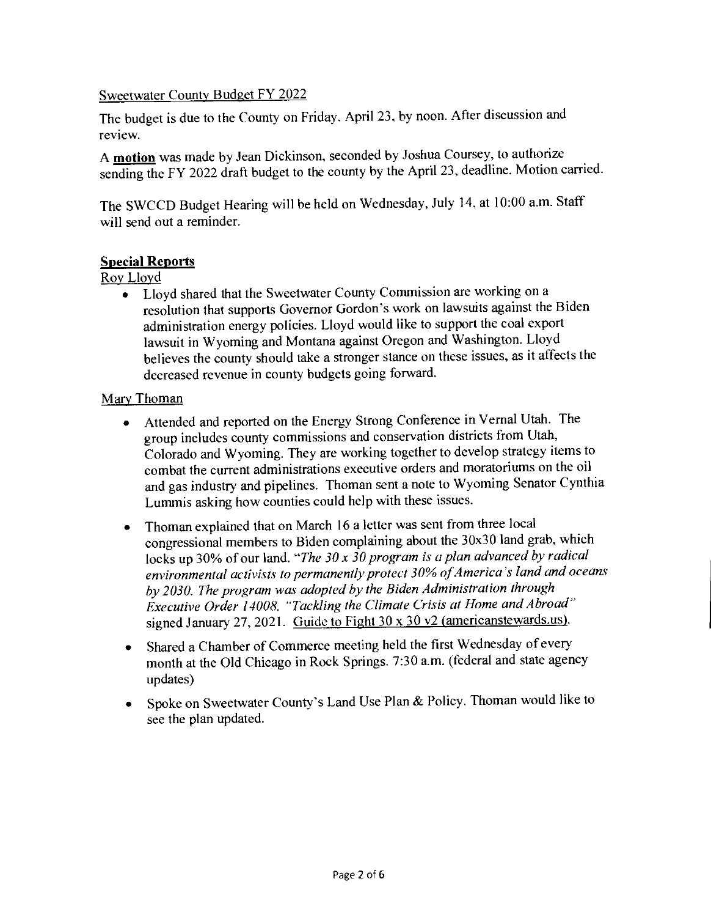Sweetwater County Budget FY 2022

The budget is due to the County on Friday, April 23, by noon. After discussion and review.

A **motion** was made by Jean Dickinson, seconded by Joshua Coursey, to authorize sending the FY 2022 draft budget to the county by the April 23, deadline. Motion carried.

The SWCCD Budget Hearing will be held on Wednesday, July 14, at 10:00 a.m. Staff will send out a reminder.

## Special Reports

Roy Lloyd

- Lloyd shared that the Sweetwater County Commission are working on a resolution that supports Governor Gordon's work on lawsuits against the Biden administration energy policies. Lloyd would like to support the coal export lawsuit in Wyoming and Montana against Oregon and Washington. Lloyd believes the county should take a stronger stance on these issues, as it affects the decreased revenue in county budgets going forward.

Mary Thoman

- Attended and reported on the Energy Strong Conference in Vernal Utah. The group includes county commissions and conservation districts from Utah, Colorado and Wyoming. They are working together to develop strategy items to combat the current administrations executive orders and moratoriums on the oil and gas industry and pipelines. Thoman sent a note to Wyoming Senator Cynthia Lummis asking how counties could help with these issues.
- Thoman explained that on March 16 a letter was sent from three local congressional members to Biden complaining about the 30x30 land grab, which locks up 30% of our land. "*The 30 x 30 program is a plan advanced by radical environmental activists to permanently protect 30% of America's land and oceans by 2030. The program was adopted by the Biden Administration through Executive Order 14008, "Tackling the Climate Crisis at Home and Abroad"* signed January 27, 2021. Guide to Fight 30 x 30 v2 (americanstewards.us).
- Shared a Chamber of Commerce meeting held the first Wednesday of every month at the Old Chicago in Rock Springs. 7:30 a.m. (federal and state agency updates)
- Spoke on Sweetwater County's Land Use Plan & Policy. Thoman would like to see the plan updated.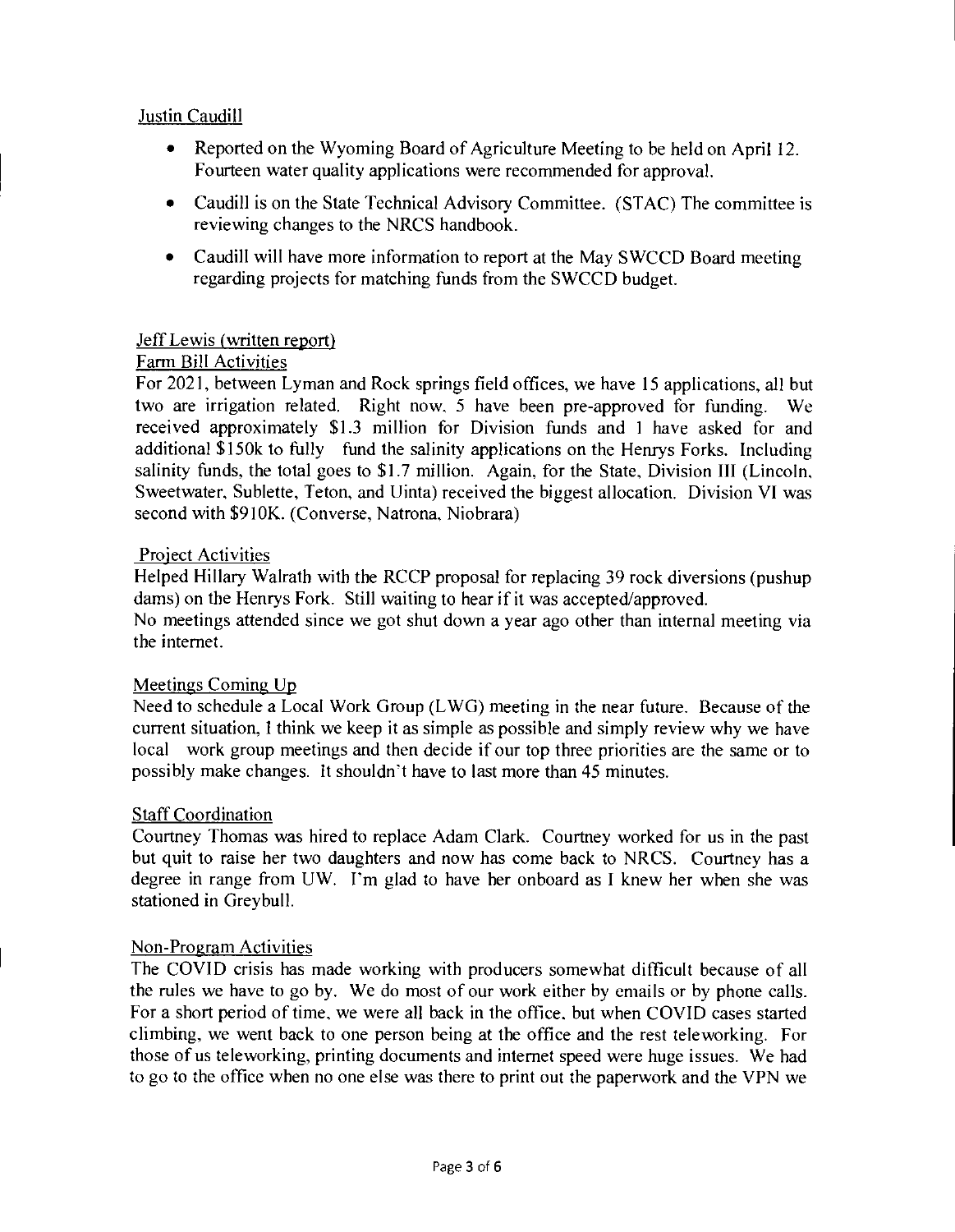Justin Caudill

- Reported on the Wyoming Board of Agriculture Meeting to be held on April 12. Fourteen water quality applications were recommended for approval.
- Caudill is on the State Technical Advisory Committee. (STAC) The committee is reviewing changes to the NRCS handbook.
- Caudill will have more information to report at the May SWCCD Board meeting regarding projects for matching funds from the SWCCD budget.

Jeff Lewis (written report)

Farm Bill Activities

For 2021, between Lyman and Rock springs field offices, we have 15 applications, all but two are irrigation related. Right now, 5 have been pre-approved for funding. We received approximately $1.3 million for Division funds and I have asked for and additional $150k to fully fund the salinity applications on the Henrys Forks. Including salinity funds, the total goes to $1.7 million. Again, for the State, Division III (Lincoln, Sweetwater, Sublette, Teton, and Uinta) received the biggest allocation. Division VI was second with $910K. (Converse, Natrona, Niobrara)

Project Activities

Helped Hillary Walrath with the RCCP proposal for replacing 39 rock diversions (pushup dams) on the Henrys Fork. Still waiting to hear if it was accepted/approved.
No meetings attended since we got shut down a year ago other than internal meeting via the internet.

Meetings Coming Up

Need to schedule a Local Work Group (LWG) meeting in the near future. Because of the current situation, I think we keep it as simple as possible and simply review why we have local work group meetings and then decide if our top three priorities are the same or to possibly make changes. It shouldn't have to last more than 45 minutes.

Staff Coordination

Courtney Thomas was hired to replace Adam Clark. Courtney worked for us in the past but quit to raise her two daughters and now has come back to NRCS. Courtney has a degree in range from UW. I'm glad to have her onboard as I knew her when she was stationed in Greybull.

Non-Program Activities

The COVID crisis has made working with producers somewhat difficult because of all the rules we have to go by. We do most of our work either by emails or by phone calls. For a short period of time, we were all back in the office, but when COVID cases started climbing, we went back to one person being at the office and the rest teleworking. For those of us teleworking, printing documents and internet speed were huge issues. We had to go to the office when no one else was there to print out the paperwork and the VPN we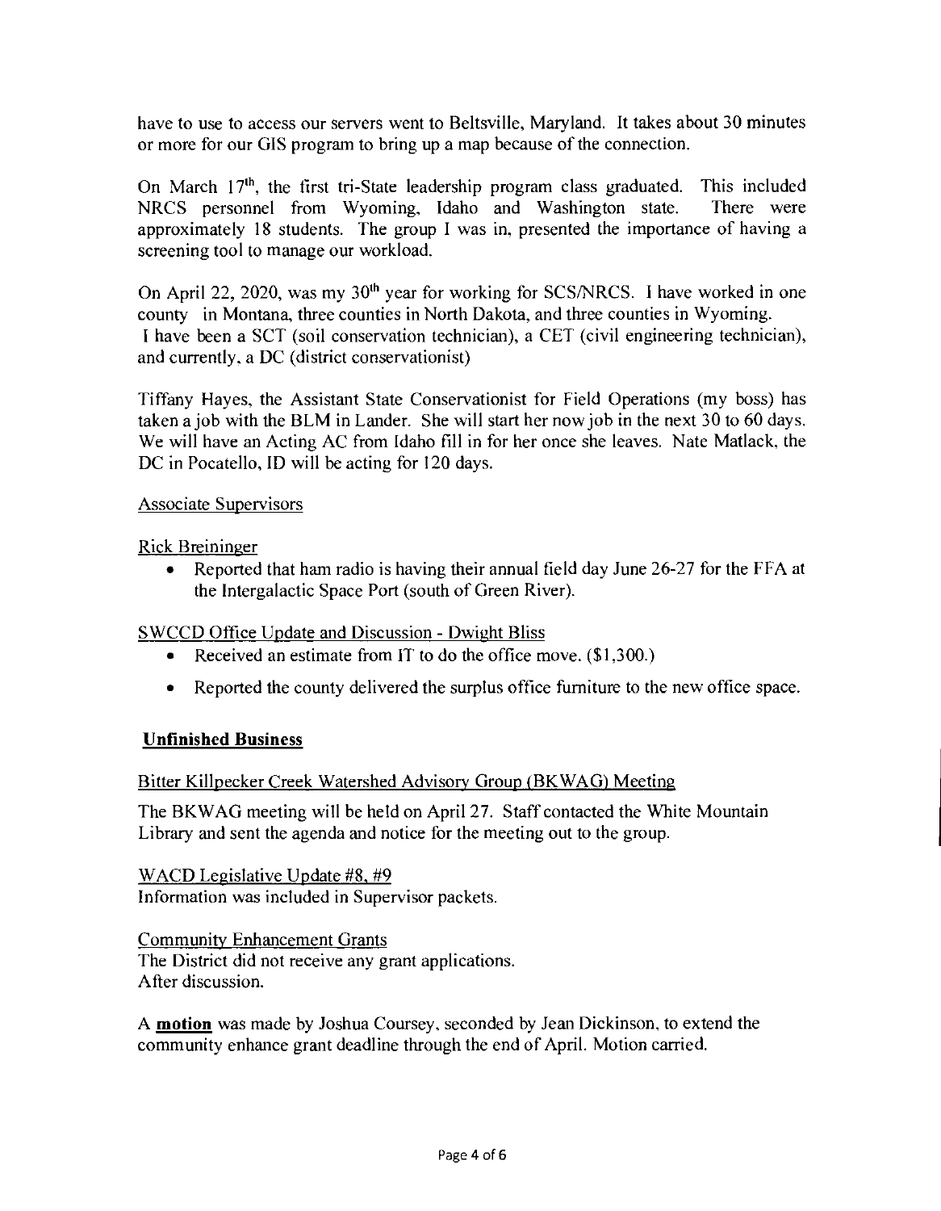have to use to access our servers went to Beltsville, Maryland. It takes about 30 minutes or more for our GIS program to bring up a map because of the connection.

On March 17th, the first tri-State leadership program class graduated. This included NRCS personnel from Wyoming, Idaho and Washington state. There were approximately 18 students. The group I was in, presented the importance of having a screening tool to manage our workload.

On April 22, 2020, was my 30th year for working for SCS/NRCS. I have worked in one county in Montana, three counties in North Dakota, and three counties in Wyoming. I have been a SCT (soil conservation technician), a CET (civil engineering technician), and currently, a DC (district conservationist)

Tiffany Hayes, the Assistant State Conservationist for Field Operations (my boss) has taken a job with the BLM in Lander. She will start her now job in the next 30 to 60 days. We will have an Acting AC from Idaho fill in for her once she leaves. Nate Matlack, the DC in Pocatello, ID will be acting for 120 days.

Associate Supervisors

Rick Breininger

- Reported that ham radio is having their annual field day June 26-27 for the FFA at the Intergalactic Space Port (south of Green River).

SWCCD Office Update and Discussion - Dwight Bliss

- Received an estimate from IT to do the office move. ($1,300.)
- Reported the county delivered the surplus office furniture to the new office space.

**Unfinished Business**

Bitter Killpecker Creek Watershed Advisory Group (BKWAG) Meeting

The BKWAG meeting will be held on April 27. Staff contacted the White Mountain Library and sent the agenda and notice for the meeting out to the group.

WACD Legislative Update #8, #9

Information was included in Supervisor packets.

Community Enhancement Grants

The District did not receive any grant applications.
After discussion.

A **motion** was made by Joshua Coursey, seconded by Jean Dickinson, to extend the community enhance grant deadline through the end of April. Motion carried.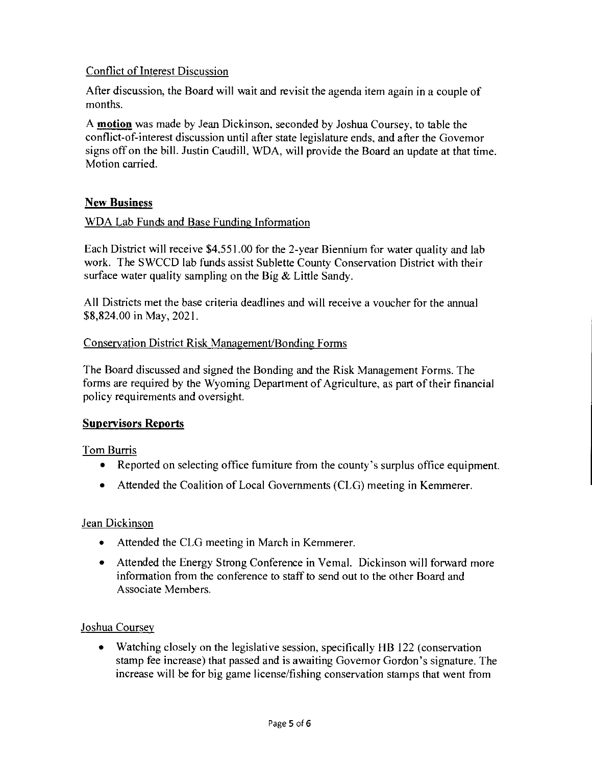Conflict of Interest Discussion

After discussion, the Board will wait and revisit the agenda item again in a couple of months.

A **motion** was made by Jean Dickinson, seconded by Joshua Coursey, to table the conflict-of-interest discussion until after state legislature ends, and after the Governor signs off on the bill. Justin Caudill, WDA, will provide the Board an update at that time. Motion carried.

## New Business

WDA Lab Funds and Base Funding Information

Each District will receive $4,551.00 for the 2-year Biennium for water quality and lab work. The SWCCD lab funds assist Sublette County Conservation District with their surface water quality sampling on the Big & Little Sandy.

All Districts met the base criteria deadlines and will receive a voucher for the annual $8,824.00 in May, 2021.

Conservation District Risk Management/Bonding Forms

The Board discussed and signed the Bonding and the Risk Management Forms. The forms are required by the Wyoming Department of Agriculture, as part of their financial policy requirements and oversight.

## Supervisors Reports

Tom Burris

- Reported on selecting office furniture from the county's surplus office equipment.
- Attended the Coalition of Local Governments (CLG) meeting in Kemmerer.

Jean Dickinson

- Attended the CLG meeting in March in Kemmerer.
- Attended the Energy Strong Conference in Vernal. Dickinson will forward more information from the conference to staff to send out to the other Board and Associate Members.

Joshua Coursey

- Watching closely on the legislative session, specifically HB 122 (conservation stamp fee increase) that passed and is awaiting Governor Gordon's signature. The increase will be for big game license/fishing conservation stamps that went from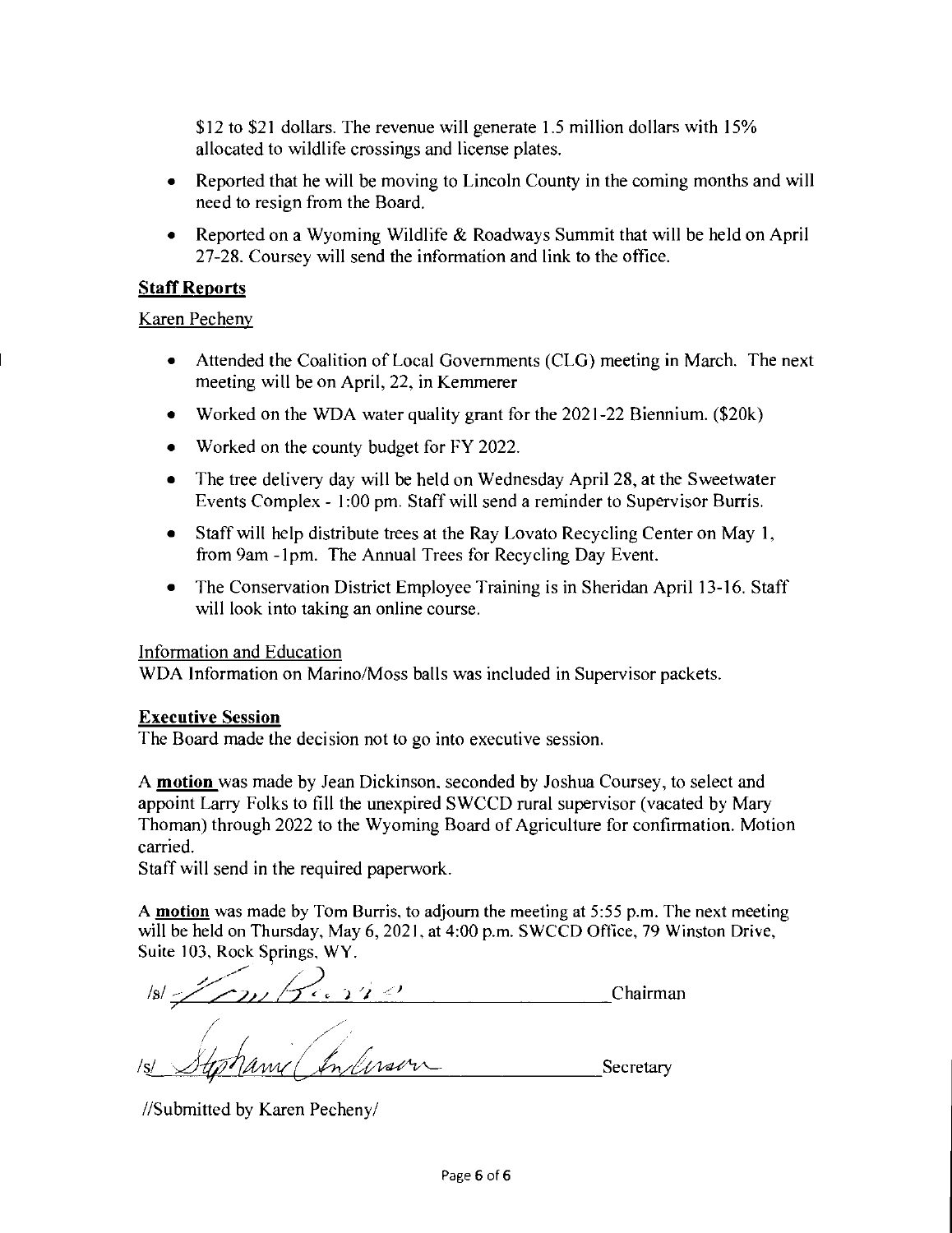$12 to $21 dollars. The revenue will generate 1.5 million dollars with 15% allocated to wildlife crossings and license plates.

- Reported that he will be moving to Lincoln County in the coming months and will need to resign from the Board.
- Reported on a Wyoming Wildlife & Roadways Summit that will be held on April 27-28. Coursey will send the information and link to the office.

**Staff Reports**

Karen Pecheny

- Attended the Coalition of Local Governments (CLG) meeting in March. The next meeting will be on April, 22, in Kemmerer
- Worked on the WDA water quality grant for the 2021-22 Biennium. ($20k)
- Worked on the county budget for FY 2022.
- The tree delivery day will be held on Wednesday April 28, at the Sweetwater Events Complex - 1:00 pm. Staff will send a reminder to Supervisor Burris.
- Staff will help distribute trees at the Ray Lovato Recycling Center on May 1, from 9am -1pm. The Annual Trees for Recycling Day Event.
- The Conservation District Employee Training is in Sheridan April 13-16. Staff will look into taking an online course.

Information and Education
WDA Information on Marino/Moss balls was included in Supervisor packets.

**Executive Session**
The Board made the decision not to go into executive session.

A **motion** was made by Jean Dickinson, seconded by Joshua Coursey, to select and appoint Larry Folks to fill the unexpired SWCCD rural supervisor (vacated by Mary Thoman) through 2022 to the Wyoming Board of Agriculture for confirmation. Motion carried.
Staff will send in the required paperwork.

A **motion** was made by Tom Burris, to adjourn the meeting at 5:55 p.m. The next meeting will be held on Thursday, May 6, 2021, at 4:00 p.m. SWCCD Office, 79 Winston Drive, Suite 103, Rock Springs, WY.

/s/ Tom Burris Chairman

/s/ Stephanie Anderson Secretary

//Submitted by Karen Pecheny/